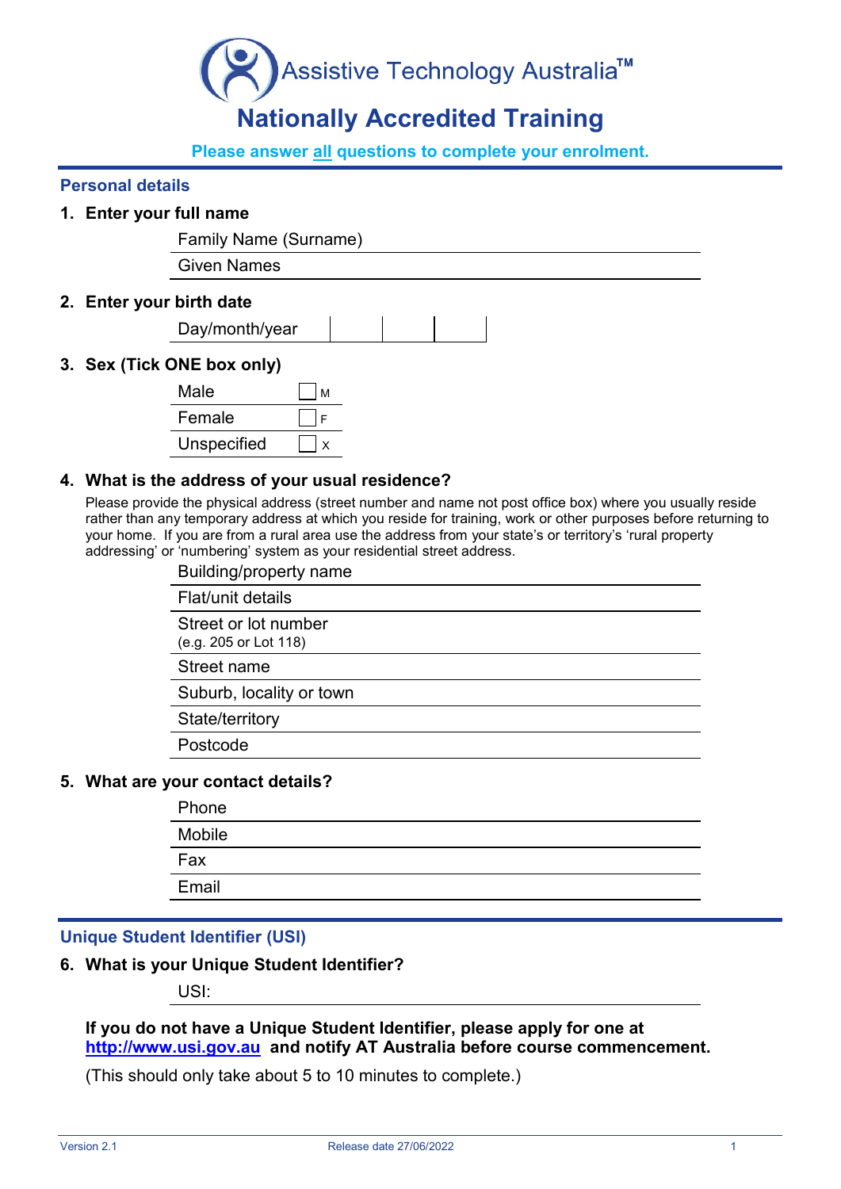# Assistive Technology Australia™

## Nationally Accredited Training

**Please answer all questions to complete your enrolment.**

### Personal details

**1. Enter your full name**

| | |
|---|---|
| Family Name (Surname) | |
| Given Names | |

**2. Enter your birth date**

| | | | |
|---|---|---|---|
| Day/month/year | | | |

**3. Sex (Tick ONE box only)**

| | |
|---|---|
| Male | ☐ M |
| Female | ☐ F |
| Unspecified | ☐ X |

**4. What is the address of your usual residence?**

Please provide the physical address (street number and name not post office box) where you usually reside rather than any temporary address at which you reside for training, work or other purposes before returning to your home. If you are from a rural area use the address from your state's or territory's 'rural property addressing' or 'numbering' system as your residential street address.

| | |
|---|---|
| Building/property name | |
| Flat/unit details | |
| Street or lot number (e.g. 205 or Lot 118) | |
| Street name | |
| Suburb, locality or town | |
| State/territory | |
| Postcode | |

**5. What are your contact details?**

| | |
|---|---|
| Phone | |
| Mobile | |
| Fax | |
| Email | |

### Unique Student Identifier (USI)

**6. What is your Unique Student Identifier?**

USI:

**If you do not have a Unique Student Identifier, please apply for one at http://www.usi.gov.au and notify AT Australia before course commencement.**

(This should only take about 5 to 10 minutes to complete.)

Version 2.1 Release date 27/06/2022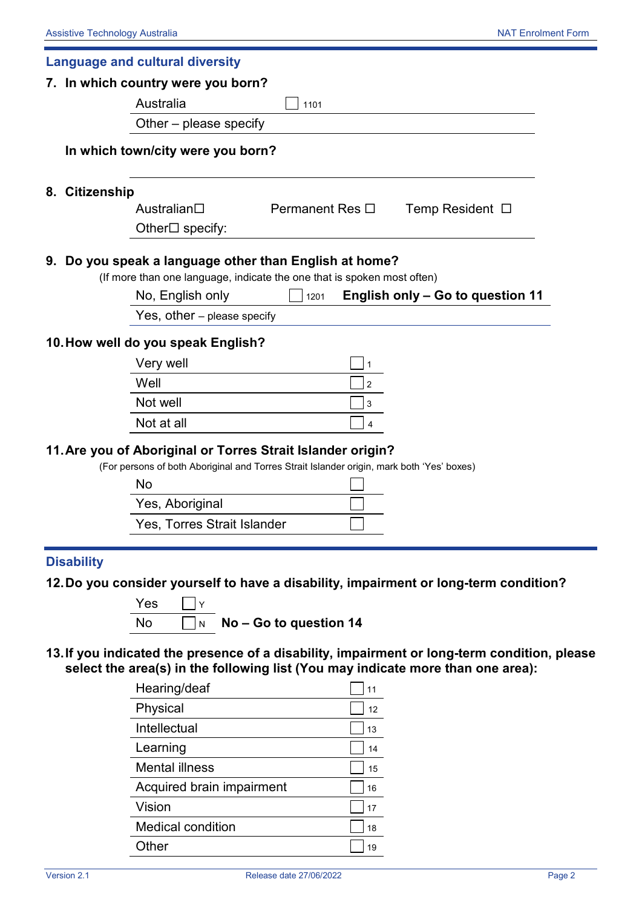## Language and cultural diversity

**7. In which country were you born?**

| | | |
|---|---|---|
| Australia | ☐ 1101 | |
| Other – please specify | | |

**In which town/city were you born?**

**8. Citizenship**

Australian☐ Permanent Res ☐ Temp Resident ☐

Other☐ specify:

**9. Do you speak a language other than English at home?**

(If more than one language, indicate the one that is spoken most often)

| | | |
|---|---|---|
| No, English only | ☐ 1201 | **English only – Go to question 11** |
| Yes, other – please specify | | |

**10. How well do you speak English?**

| | |
|---|---|
| Very well | ☐ 1 |
| Well | ☐ 2 |
| Not well | ☐ 3 |
| Not at all | ☐ 4 |

**11. Are you of Aboriginal or Torres Strait Islander origin?**

(For persons of both Aboriginal and Torres Strait Islander origin, mark both 'Yes' boxes)

| | |
|---|---|
| No | ☐ |
| Yes, Aboriginal | ☐ |
| Yes, Torres Strait Islander | ☐ |

## Disability

**12. Do you consider yourself to have a disability, impairment or long-term condition?**

| | | |
|---|---|---|
| Yes | ☐ Y | |
| No | ☐ N | **No – Go to question 14** |

**13. If you indicated the presence of a disability, impairment or long-term condition, please select the area(s) in the following list (You may indicate more than one area):**

| | |
|---|---|
| Hearing/deaf | ☐ 11 |
| Physical | ☐ 12 |
| Intellectual | ☐ 13 |
| Learning | ☐ 14 |
| Mental illness | ☐ 15 |
| Acquired brain impairment | ☐ 16 |
| Vision | ☐ 17 |
| Medical condition | ☐ 18 |
| Other | ☐ 19 |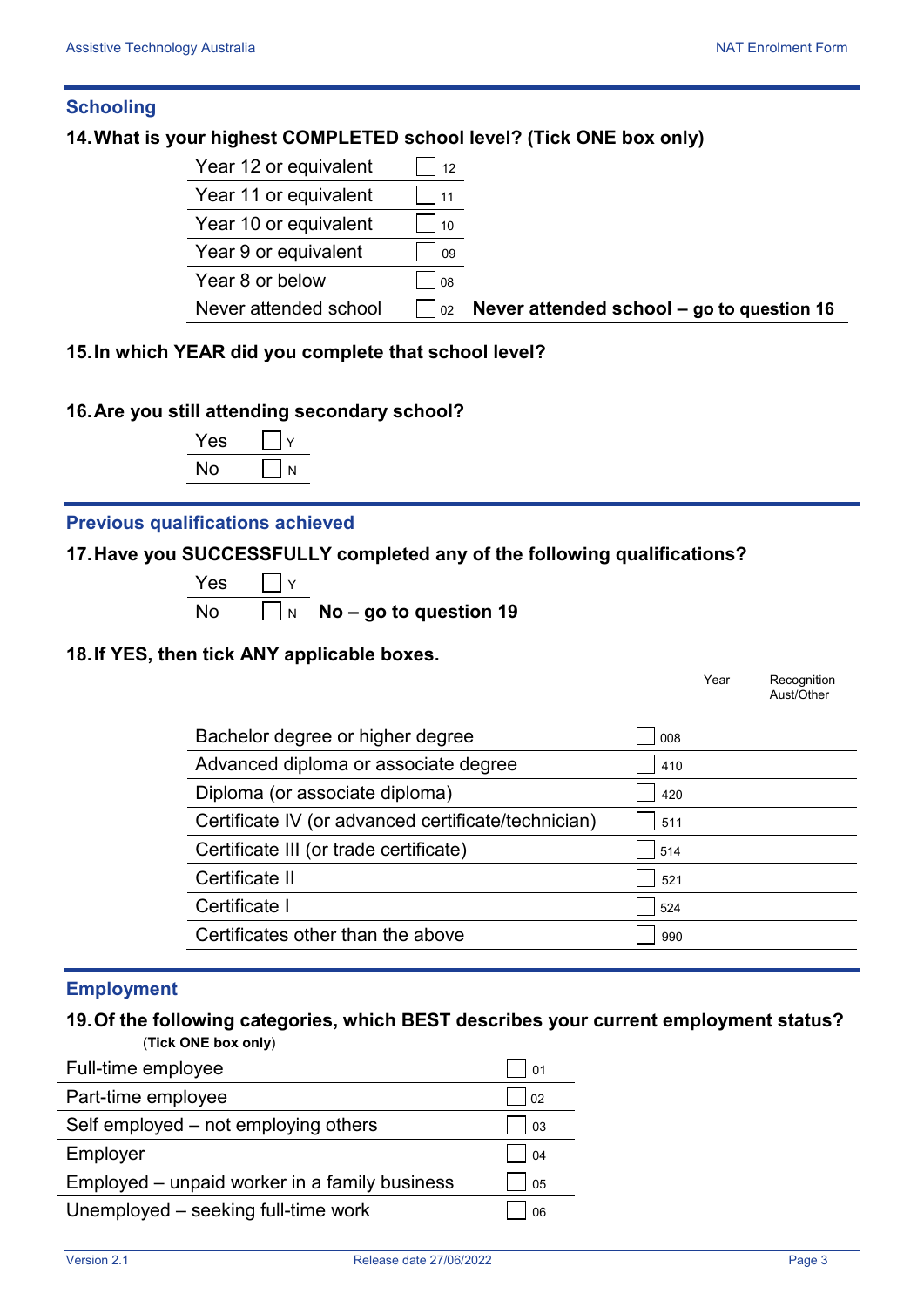## Schooling

### 14. What is your highest COMPLETED school level? (Tick ONE box only)

| | | |
|---|---|---|
| Year 12 or equivalent | ☐ 12 | |
| Year 11 or equivalent | ☐ 11 | |
| Year 10 or equivalent | ☐ 10 | |
| Year 9 or equivalent | ☐ 09 | |
| Year 8 or below | ☐ 08 | |
| Never attended school | ☐ 02 | **Never attended school – go to question 16** |

### 15. In which YEAR did you complete that school level?

______________________

### 16. Are you still attending secondary school?

| | |
|---|---|
| Yes | ☐ Y |
| No | ☐ N |

## Previous qualifications achieved

### 17. Have you SUCCESSFULLY completed any of the following qualifications?

| | | |
|---|---|---|
| Yes | ☐ Y | |
| No | ☐ N | **No – go to question 19** |

### 18. If YES, then tick ANY applicable boxes.

| Qualification | | Year | Recognition Aust/Other |
|---|---|---|---|
| Bachelor degree or higher degree | ☐ 008 | | |
| Advanced diploma or associate degree | ☐ 410 | | |
| Diploma (or associate diploma) | ☐ 420 | | |
| Certificate IV (or advanced certificate/technician) | ☐ 511 | | |
| Certificate III (or trade certificate) | ☐ 514 | | |
| Certificate II | ☐ 521 | | |
| Certificate I | ☐ 524 | | |
| Certificates other than the above | ☐ 990 | | |

## Employment

### 19. Of the following categories, which BEST describes your current employment status?

(**Tick ONE box only**)

| | |
|---|---|
| Full-time employee | ☐ 01 |
| Part-time employee | ☐ 02 |
| Self employed – not employing others | ☐ 03 |
| Employer | ☐ 04 |
| Employed – unpaid worker in a family business | ☐ 05 |
| Unemployed – seeking full-time work | ☐ 06 |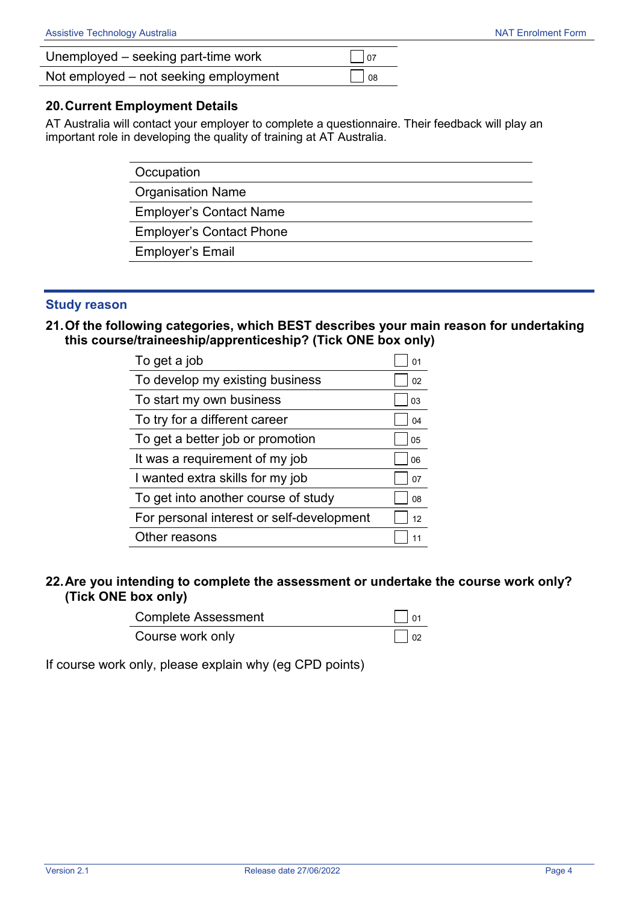| | | |
|---|---|---|
| Unemployed – seeking part-time work | ☐ | 07 |
| Not employed – not seeking employment | ☐ | 08 |

## 20. Current Employment Details

AT Australia will contact your employer to complete a questionnaire. Their feedback will play an important role in developing the quality of training at AT Australia.

| | |
|---|---|
| Occupation | |
| Organisation Name | |
| Employer's Contact Name | |
| Employer's Contact Phone | |
| Employer's Email | |

## Study reason

### 21. Of the following categories, which BEST describes your main reason for undertaking this course/traineeship/apprenticeship? (Tick ONE box only)

| | | |
|---|---|---|
| To get a job | ☐ | 01 |
| To develop my existing business | ☐ | 02 |
| To start my own business | ☐ | 03 |
| To try for a different career | ☐ | 04 |
| To get a better job or promotion | ☐ | 05 |
| It was a requirement of my job | ☐ | 06 |
| I wanted extra skills for my job | ☐ | 07 |
| To get into another course of study | ☐ | 08 |
| For personal interest or self-development | ☐ | 12 |
| Other reasons | ☐ | 11 |

### 22. Are you intending to complete the assessment or undertake the course work only? (Tick ONE box only)

| | | |
|---|---|---|
| Complete Assessment | ☐ | 01 |
| Course work only | ☐ | 02 |

If course work only, please explain why (eg CPD points)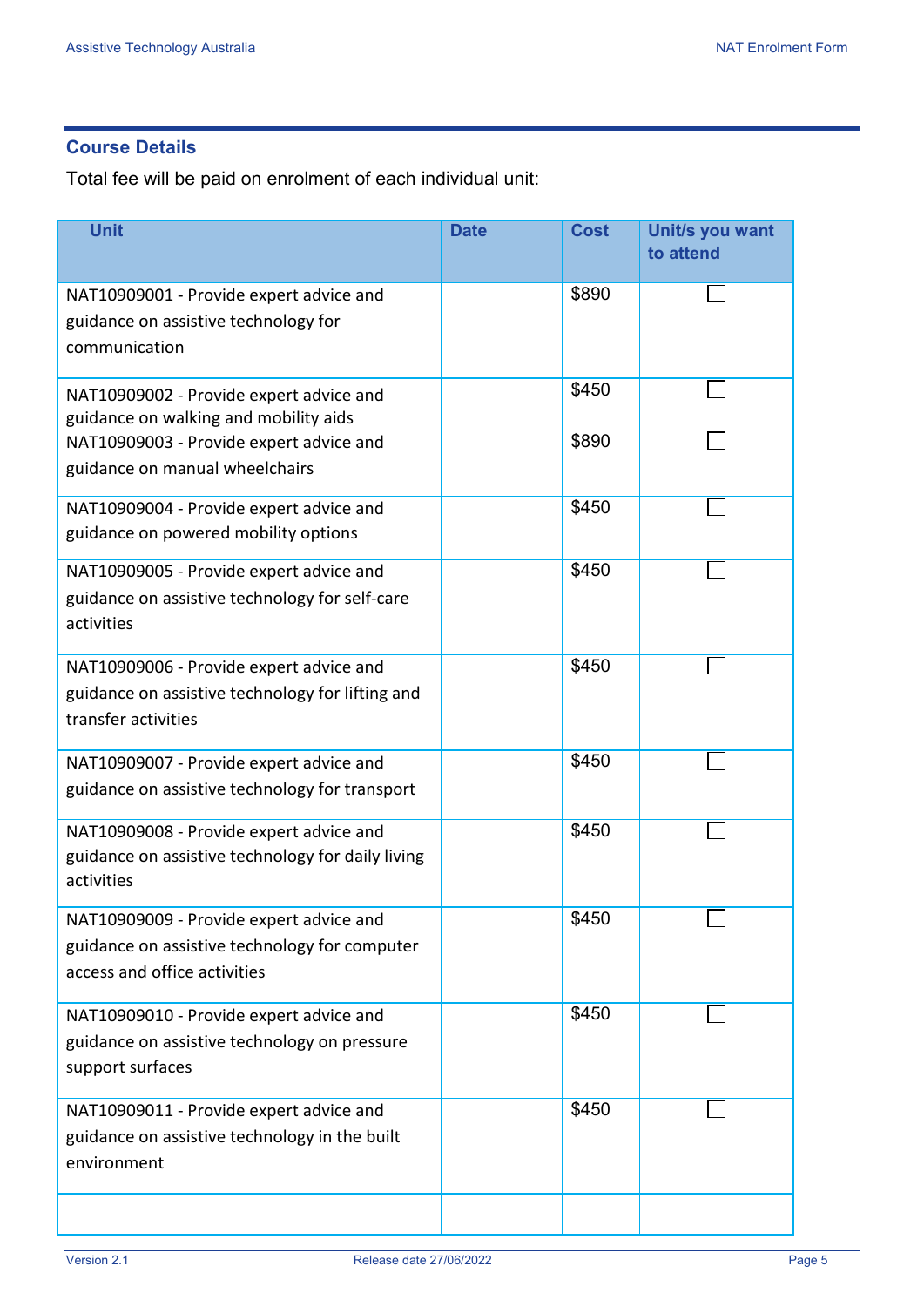## Course Details

Total fee will be paid on enrolment of each individual unit:

| Unit | Date | Cost | Unit/s you want to attend |
|---|---|---|---|
| NAT10909001 - Provide expert advice and guidance on assistive technology for communication | | $890 | ☐ |
| NAT10909002 - Provide expert advice and guidance on walking and mobility aids | | $450 | ☐ |
| NAT10909003 - Provide expert advice and guidance on manual wheelchairs | | $890 | ☐ |
| NAT10909004 - Provide expert advice and guidance on powered mobility options | | $450 | ☐ |
| NAT10909005 - Provide expert advice and guidance on assistive technology for self-care activities | | $450 | ☐ |
| NAT10909006 - Provide expert advice and guidance on assistive technology for lifting and transfer activities | | $450 | ☐ |
| NAT10909007 - Provide expert advice and guidance on assistive technology for transport | | $450 | ☐ |
| NAT10909008 - Provide expert advice and guidance on assistive technology for daily living activities | | $450 | ☐ |
| NAT10909009 - Provide expert advice and guidance on assistive technology for computer access and office activities | | $450 | ☐ |
| NAT10909010 - Provide expert advice and guidance on assistive technology on pressure support surfaces | | $450 | ☐ |
| NAT10909011 - Provide expert advice and guidance on assistive technology in the built environment | | $450 | ☐ |
| | | | |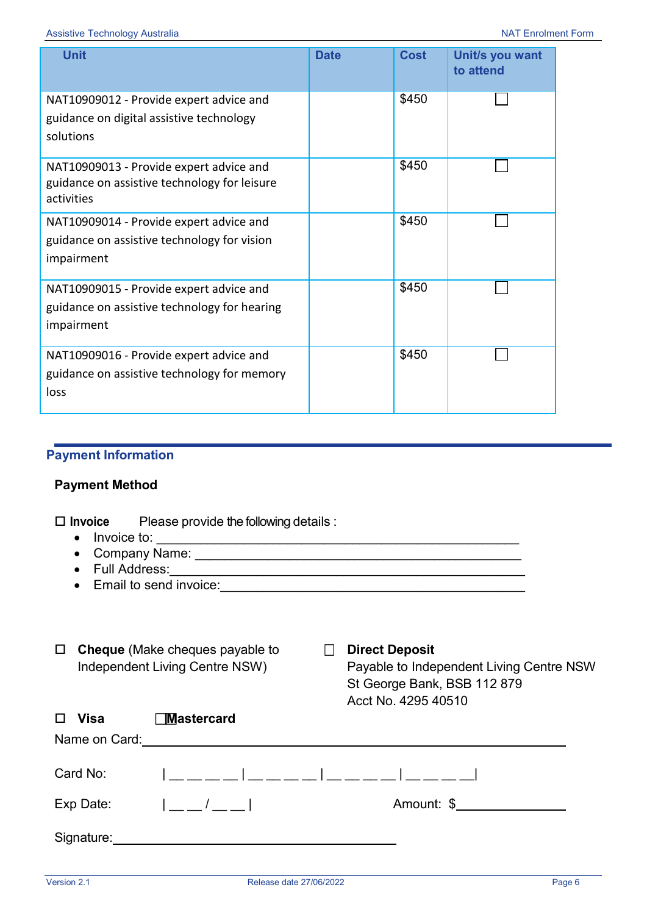| Unit | Date | Cost | Unit/s you want to attend |
|---|---|---|---|
| NAT10909012 - Provide expert advice and guidance on digital assistive technology solutions | | $450 | ☐ |
| NAT10909013 - Provide expert advice and guidance on assistive technology for leisure activities | | $450 | ☐ |
| NAT10909014 - Provide expert advice and guidance on assistive technology for vision impairment | | $450 | ☐ |
| NAT10909015 - Provide expert advice and guidance on assistive technology for hearing impairment | | $450 | ☐ |
| NAT10909016 - Provide expert advice and guidance on assistive technology for memory loss | | $450 | ☐ |

## Payment Information

### Payment Method

☐ **Invoice** Please provide the following details :

- Invoice to: ____________________________________________________
- Company Name: ______________________________________________
- Full Address:_________________________________________________
- Email to send invoice:_________________________________________

☐ **Cheque** (Make cheques payable to Independent Living Centre NSW)

☐ **Direct Deposit**
Payable to Independent Living Centre NSW
St George Bank, BSB 112 879
Acct No. 4295 40510

☐ **Visa** ☐ **Mastercard**

Name on Card: ______________________________________________

Card No: | _ _ _ _ | _ _ _ _ | _ _ _ _ | _ _ _ _ |

Exp Date: | _ _ / _ _ | Amount: $______________

Signature: ________________________________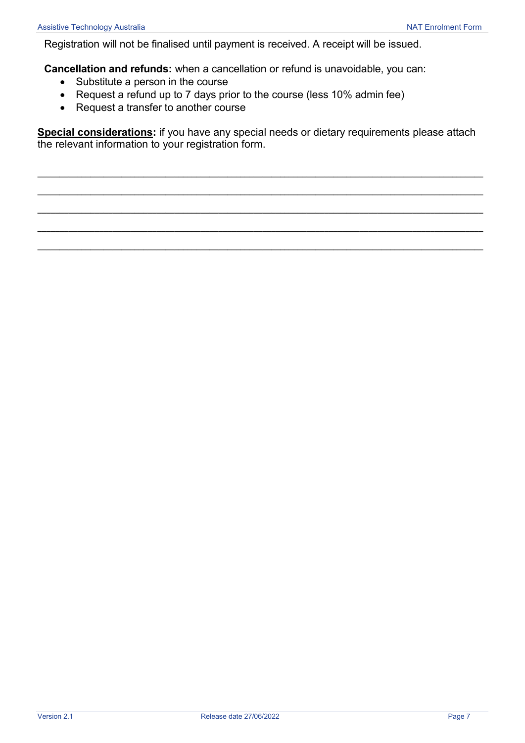Registration will not be finalised until payment is received. A receipt will be issued.

**Cancellation and refunds:** when a cancellation or refund is unavoidable, you can:

- Substitute a person in the course
- Request a refund up to 7 days prior to the course (less 10% admin fee)
- Request a transfer to another course

**<u>Special considerations</u>:** if you have any special needs or dietary requirements please attach the relevant information to your registration form.

\_\_\_\_\_\_\_\_\_\_\_\_\_\_\_\_\_\_\_\_\_\_\_\_\_\_\_\_\_\_\_\_\_\_\_\_\_\_\_\_\_\_\_\_\_\_\_\_\_\_\_\_\_\_\_\_\_\_\_\_\_\_\_\_\_\_\_\_\_\_\_\_

\_\_\_\_\_\_\_\_\_\_\_\_\_\_\_\_\_\_\_\_\_\_\_\_\_\_\_\_\_\_\_\_\_\_\_\_\_\_\_\_\_\_\_\_\_\_\_\_\_\_\_\_\_\_\_\_\_\_\_\_\_\_\_\_\_\_\_\_\_\_\_\_

\_\_\_\_\_\_\_\_\_\_\_\_\_\_\_\_\_\_\_\_\_\_\_\_\_\_\_\_\_\_\_\_\_\_\_\_\_\_\_\_\_\_\_\_\_\_\_\_\_\_\_\_\_\_\_\_\_\_\_\_\_\_\_\_\_\_\_\_\_\_\_\_

\_\_\_\_\_\_\_\_\_\_\_\_\_\_\_\_\_\_\_\_\_\_\_\_\_\_\_\_\_\_\_\_\_\_\_\_\_\_\_\_\_\_\_\_\_\_\_\_\_\_\_\_\_\_\_\_\_\_\_\_\_\_\_\_\_\_\_\_\_\_\_\_

\_\_\_\_\_\_\_\_\_\_\_\_\_\_\_\_\_\_\_\_\_\_\_\_\_\_\_\_\_\_\_\_\_\_\_\_\_\_\_\_\_\_\_\_\_\_\_\_\_\_\_\_\_\_\_\_\_\_\_\_\_\_\_\_\_\_\_\_\_\_\_\_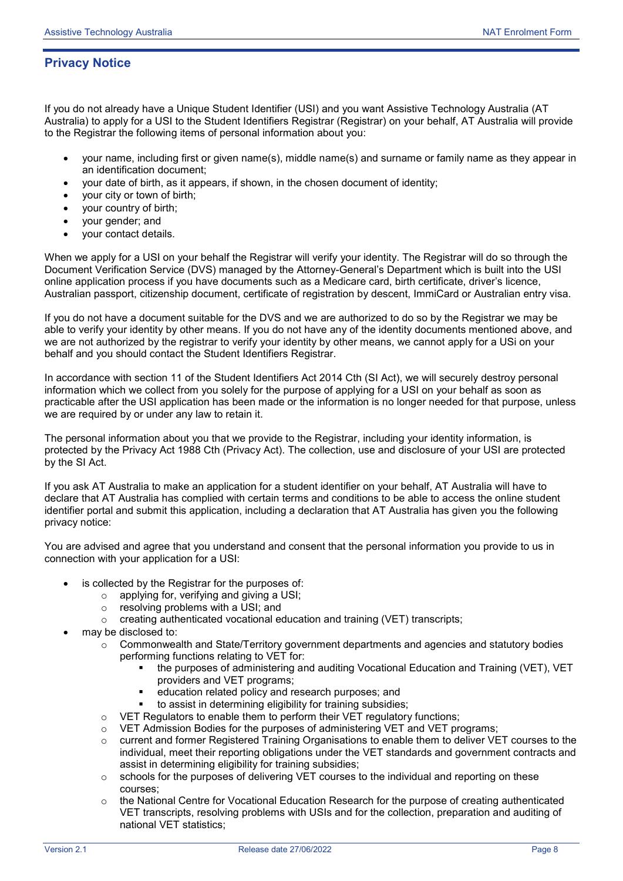## Privacy Notice

If you do not already have a Unique Student Identifier (USI) and you want Assistive Technology Australia (AT Australia) to apply for a USI to the Student Identifiers Registrar (Registrar) on your behalf, AT Australia will provide to the Registrar the following items of personal information about you:

- your name, including first or given name(s), middle name(s) and surname or family name as they appear in an identification document;
- your date of birth, as it appears, if shown, in the chosen document of identity;
- your city or town of birth;
- your country of birth;
- your gender; and
- your contact details.

When we apply for a USI on your behalf the Registrar will verify your identity. The Registrar will do so through the Document Verification Service (DVS) managed by the Attorney-General's Department which is built into the USI online application process if you have documents such as a Medicare card, birth certificate, driver's licence, Australian passport, citizenship document, certificate of registration by descent, ImmiCard or Australian entry visa.

If you do not have a document suitable for the DVS and we are authorized to do so by the Registrar we may be able to verify your identity by other means. If you do not have any of the identity documents mentioned above, and we are not authorized by the registrar to verify your identity by other means, we cannot apply for a USi on your behalf and you should contact the Student Identifiers Registrar.

In accordance with section 11 of the Student Identifiers Act 2014 Cth (SI Act), we will securely destroy personal information which we collect from you solely for the purpose of applying for a USI on your behalf as soon as practicable after the USI application has been made or the information is no longer needed for that purpose, unless we are required by or under any law to retain it.

The personal information about you that we provide to the Registrar, including your identity information, is protected by the Privacy Act 1988 Cth (Privacy Act). The collection, use and disclosure of your USI are protected by the SI Act.

If you ask AT Australia to make an application for a student identifier on your behalf, AT Australia will have to declare that AT Australia has complied with certain terms and conditions to be able to access the online student identifier portal and submit this application, including a declaration that AT Australia has given you the following privacy notice:

You are advised and agree that you understand and consent that the personal information you provide to us in connection with your application for a USI:

- is collected by the Registrar for the purposes of:
  - applying for, verifying and giving a USI;
  - resolving problems with a USI; and
  - creating authenticated vocational education and training (VET) transcripts;
- may be disclosed to:
  - Commonwealth and State/Territory government departments and agencies and statutory bodies performing functions relating to VET for:
    - the purposes of administering and auditing Vocational Education and Training (VET), VET providers and VET programs;
    - education related policy and research purposes; and
    - to assist in determining eligibility for training subsidies;
  - VET Regulators to enable them to perform their VET regulatory functions;
  - VET Admission Bodies for the purposes of administering VET and VET programs;
  - current and former Registered Training Organisations to enable them to deliver VET courses to the individual, meet their reporting obligations under the VET standards and government contracts and assist in determining eligibility for training subsidies;
  - schools for the purposes of delivering VET courses to the individual and reporting on these courses;
  - the National Centre for Vocational Education Research for the purpose of creating authenticated VET transcripts, resolving problems with USIs and for the collection, preparation and auditing of national VET statistics;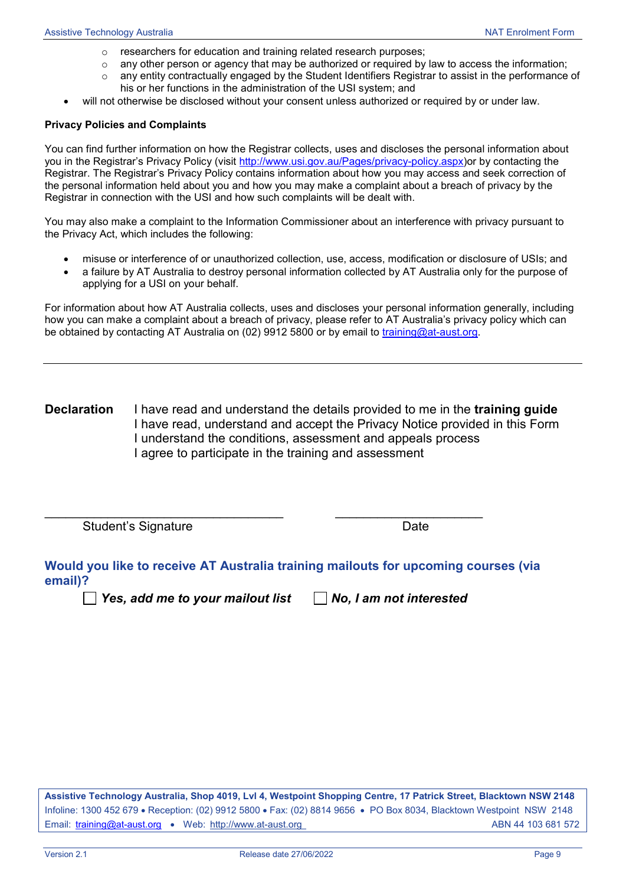- researchers for education and training related research purposes;
  - any other person or agency that may be authorized or required by law to access the information;
  - any entity contractually engaged by the Student Identifiers Registrar to assist in the performance of his or her functions in the administration of the USI system; and
- will not otherwise be disclosed without your consent unless authorized or required by or under law.

**Privacy Policies and Complaints**

You can find further information on how the Registrar collects, uses and discloses the personal information about you in the Registrar's Privacy Policy (visit http://www.usi.gov.au/Pages/privacy-policy.aspx)or by contacting the Registrar. The Registrar's Privacy Policy contains information about how you may access and seek correction of the personal information held about you and how you may make a complaint about a breach of privacy by the Registrar in connection with the USI and how such complaints will be dealt with.

You may also make a complaint to the Information Commissioner about an interference with privacy pursuant to the Privacy Act, which includes the following:

- misuse or interference of or unauthorized collection, use, access, modification or disclosure of USIs; and
- a failure by AT Australia to destroy personal information collected by AT Australia only for the purpose of applying for a USI on your behalf.

For information about how AT Australia collects, uses and discloses your personal information generally, including how you can make a complaint about a breach of privacy, please refer to AT Australia's privacy policy which can be obtained by contacting AT Australia on (02) 9912 5800 or by email to training@at-aust.org.

---

**Declaration** I have read and understand the details provided to me in the **training guide**
I have read, understand and accept the Privacy Notice provided in this Form
I understand the conditions, assessment and appeals process
I agree to participate in the training and assessment

\_\_\_\_\_\_\_\_\_\_\_\_\_\_\_\_\_\_\_\_\_\_\_\_\_\_\_\_\_\_\_\_\_\_ \_\_\_\_\_\_\_\_\_\_\_\_\_\_\_\_\_\_\_\_\_\_
Student's Signature Date

**Would you like to receive AT Australia training mailouts for upcoming courses (via email)?**

☐ ***Yes, add me to your mailout list*** ☐ ***No, I am not interested***

**Assistive Technology Australia, Shop 4019, Lvl 4, Westpoint Shopping Centre, 17 Patrick Street, Blacktown NSW 2148**
Infoline: 1300 452 679 • Reception: (02) 9912 5800 • Fax: (02) 8814 9656 • PO Box 8034, Blacktown Westpoint NSW 2148
Email: training@at-aust.org • Web: http://www.at-aust.org ABN 44 103 681 572